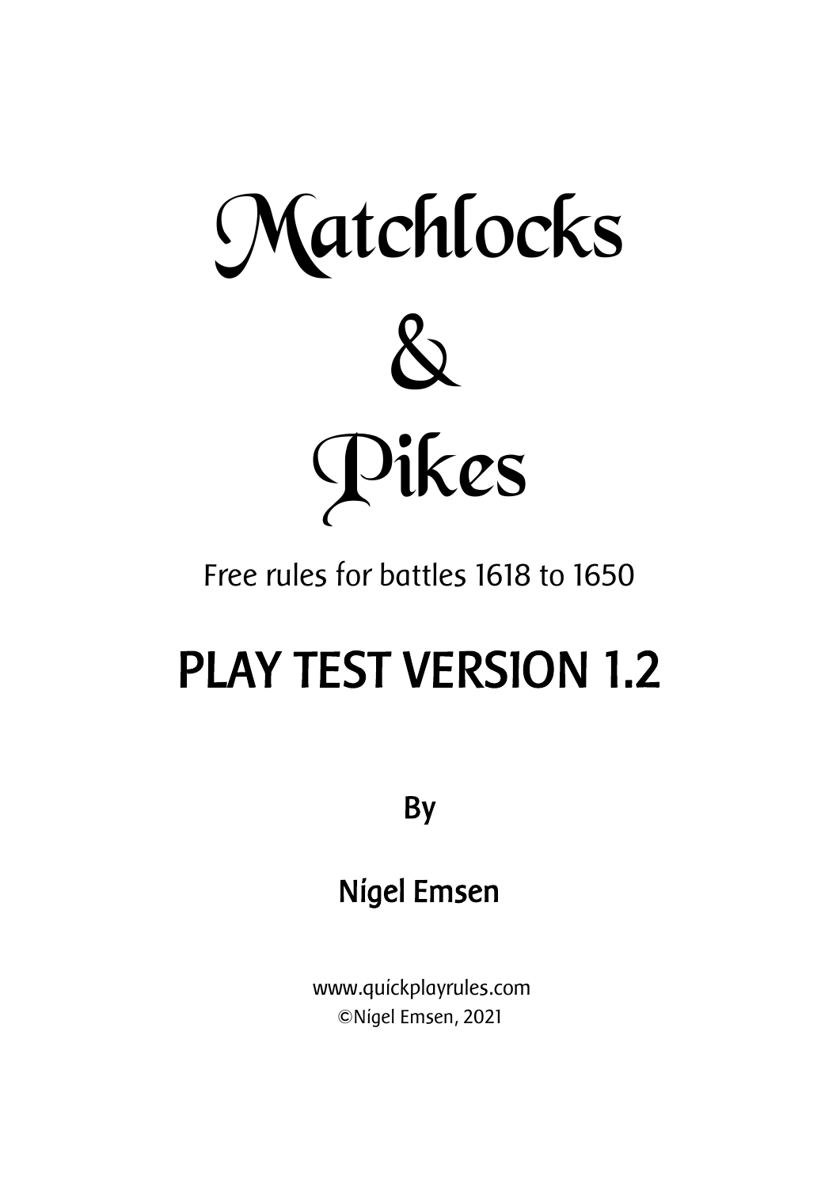# Matchlocks & Pikes

Free rules for battles 1618 to 1650

## PLAY TEST VERSION 1.2

By

Nigel Emsen

www.quickplayrules.com

©Nigel Emsen, 2021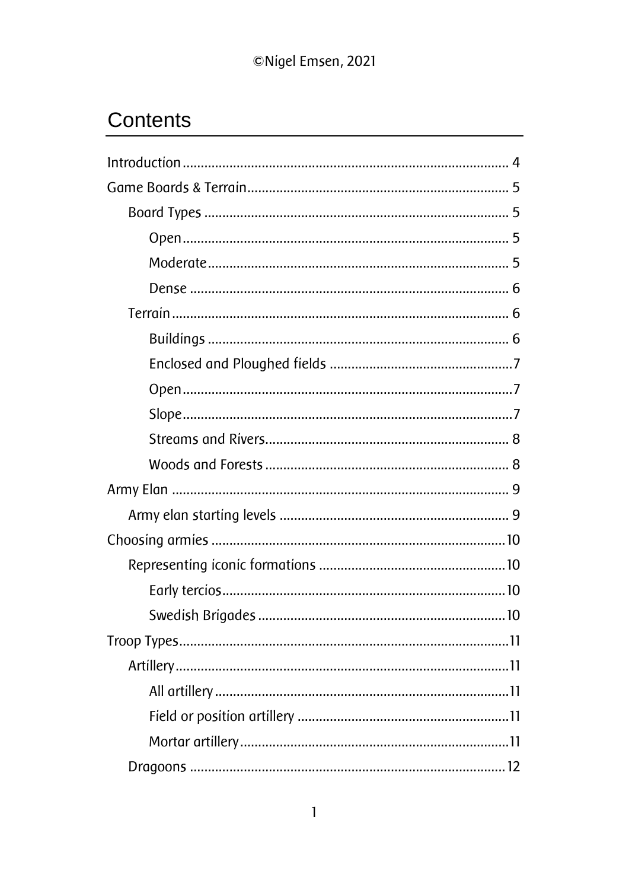©Nigel Emsen, 2021

# Contents

- Introduction .......... 4
- Game Boards & Terrain .......... 5
  - Board Types .......... 5
    - Open .......... 5
    - Moderate .......... 5
    - Dense .......... 6
  - Terrain .......... 6
    - Buildings .......... 6
    - Enclosed and Ploughed fields .......... 7
    - Open .......... 7
    - Slope .......... 7
    - Streams and Rivers .......... 8
    - Woods and Forests .......... 8
- Army Elan .......... 9
  - Army elan starting levels .......... 9
- Choosing armies .......... 10
  - Representing iconic formations .......... 10
    - Early tercios .......... 10
    - Swedish Brigades .......... 10
- Troop Types .......... 11
  - Artillery .......... 11
    - All artillery .......... 11
    - Field or position artillery .......... 11
    - Mortar artillery .......... 11
  - Dragoons .......... 12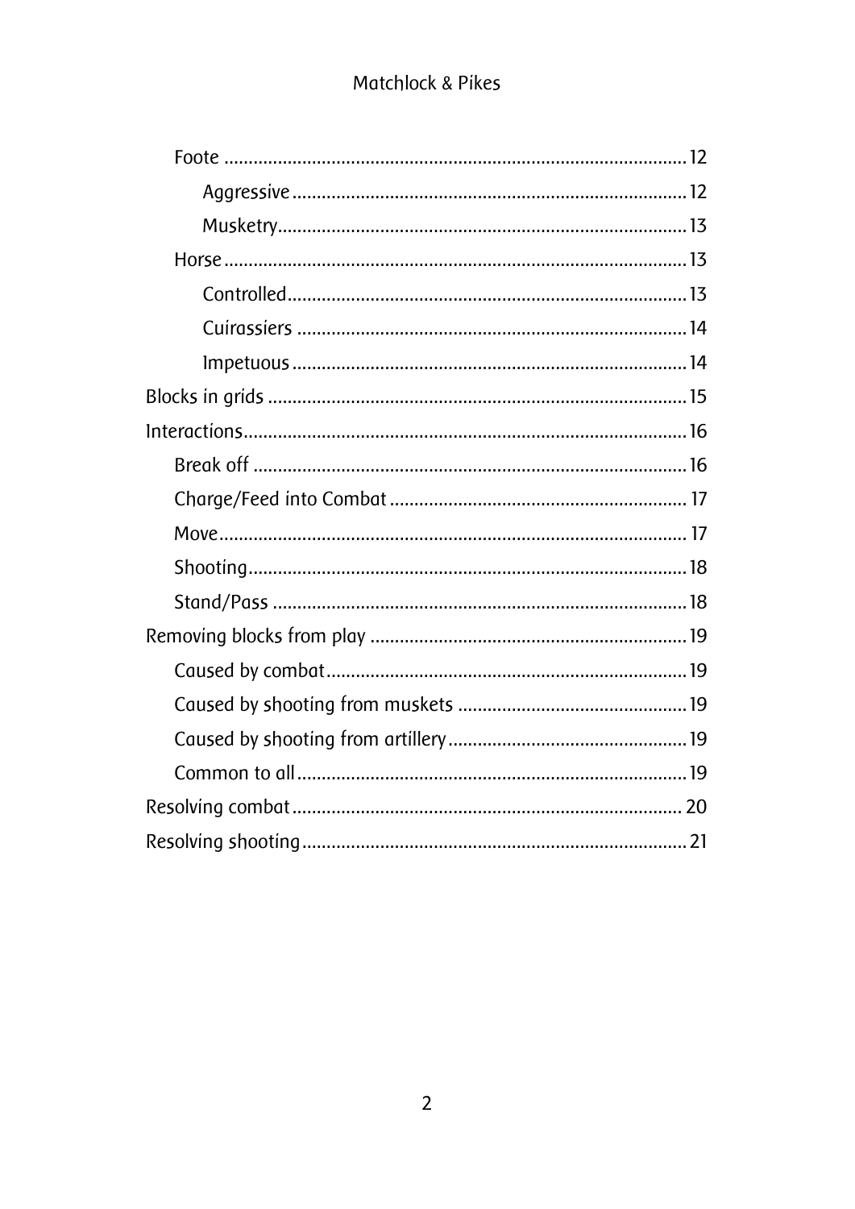- Foote ..... 12
  - Aggressive ..... 12
  - Musketry ..... 13
- Horse ..... 13
  - Controlled ..... 13
  - Cuirassiers ..... 14
  - Impetuous ..... 14

Blocks in grids ..... 15

Interactions ..... 16

- Break off ..... 16
- Charge/Feed into Combat ..... 17
- Move ..... 17
- Shooting ..... 18
- Stand/Pass ..... 18

Removing blocks from play ..... 19

- Caused by combat ..... 19
- Caused by shooting from muskets ..... 19
- Caused by shooting from artillery ..... 19
- Common to all ..... 19

Resolving combat ..... 20

Resolving shooting ..... 21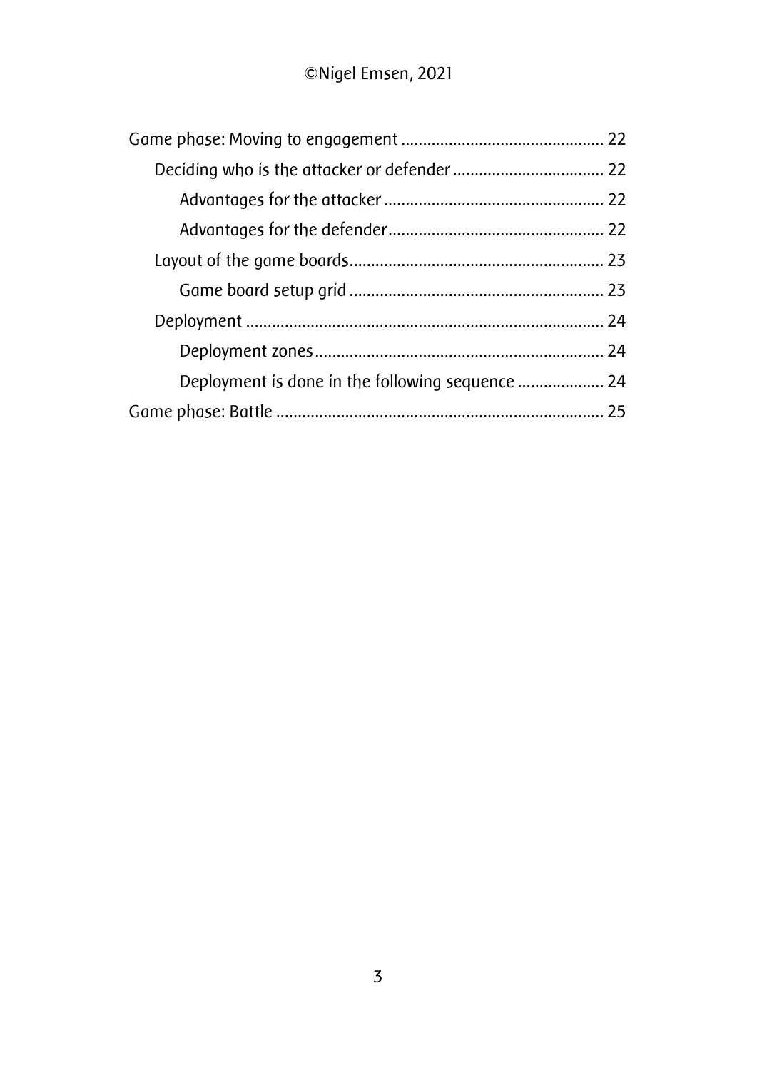Game phase: Moving to engagement ............................................. 22

- Deciding who is the attacker or defender ................................. 22
  - Advantages for the attacker ................................................. 22
  - Advantages for the defender ................................................ 22
- Layout of the game boards ......................................................... 23
  - Game board setup grid ......................................................... 23
- Deployment ................................................................................ 24
  - Deployment zones ................................................................. 24
  - Deployment is done in the following sequence .................... 24

Game phase: Battle .......................................................................... 25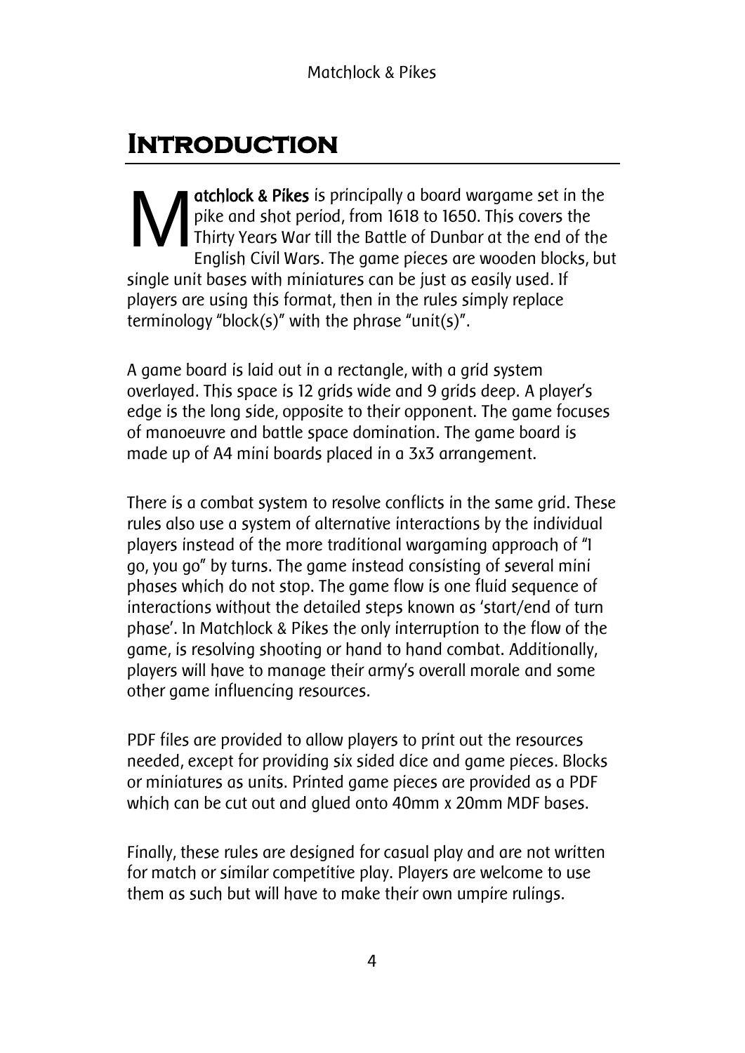# Introduction

**Matchlock & Pikes** is principally a board wargame set in the pike and shot period, from 1618 to 1650. This covers the Thirty Years War till the Battle of Dunbar at the end of the English Civil Wars. The game pieces are wooden blocks, but single unit bases with miniatures can be just as easily used. If players are using this format, then in the rules simply replace terminology "block(s)" with the phrase "unit(s)".

A game board is laid out in a rectangle, with a grid system overlayed. This space is 12 grids wide and 9 grids deep. A player's edge is the long side, opposite to their opponent. The game focuses of manoeuvre and battle space domination. The game board is made up of A4 mini boards placed in a 3x3 arrangement.

There is a combat system to resolve conflicts in the same grid. These rules also use a system of alternative interactions by the individual players instead of the more traditional wargaming approach of "I go, you go" by turns. The game instead consisting of several mini phases which do not stop. The game flow is one fluid sequence of interactions without the detailed steps known as 'start/end of turn phase'. In Matchlock & Pikes the only interruption to the flow of the game, is resolving shooting or hand to hand combat. Additionally, players will have to manage their army's overall morale and some other game influencing resources.

PDF files are provided to allow players to print out the resources needed, except for providing six sided dice and game pieces. Blocks or miniatures as units. Printed game pieces are provided as a PDF which can be cut out and glued onto 40mm x 20mm MDF bases.

Finally, these rules are designed for casual play and are not written for match or similar competitive play. Players are welcome to use them as such but will have to make their own umpire rulings.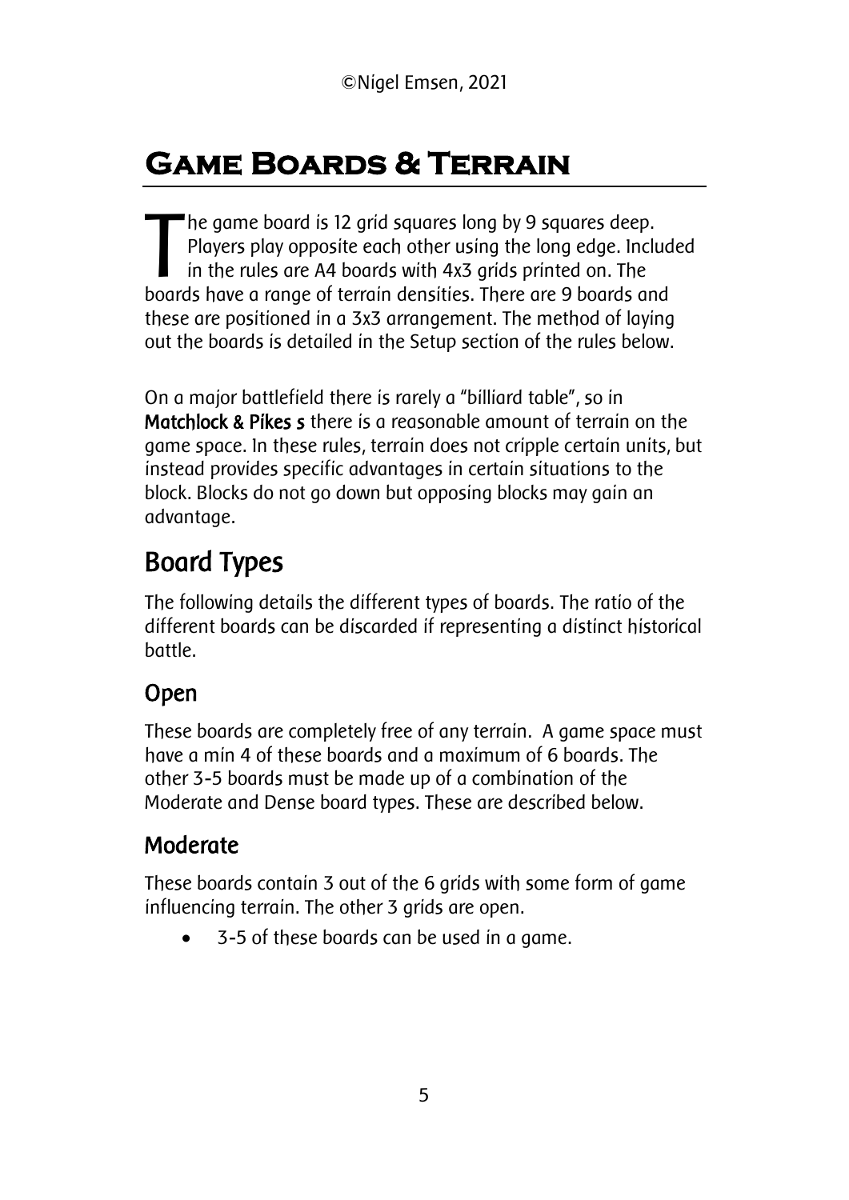©Nigel Emsen, 2021

# Game Boards & Terrain

The game board is 12 grid squares long by 9 squares deep. Players play opposite each other using the long edge. Included in the rules are A4 boards with 4x3 grids printed on. The boards have a range of terrain densities. There are 9 boards and these are positioned in a 3x3 arrangement. The method of laying out the boards is detailed in the Setup section of the rules below.

On a major battlefield there is rarely a "billiard table", so in **Matchlock & Pikes s** there is a reasonable amount of terrain on the game space. In these rules, terrain does not cripple certain units, but instead provides specific advantages in certain situations to the block. Blocks do not go down but opposing blocks may gain an advantage.

## Board Types

The following details the different types of boards. The ratio of the different boards can be discarded if representing a distinct historical battle.

### Open

These boards are completely free of any terrain. A game space must have a min 4 of these boards and a maximum of 6 boards. The other 3-5 boards must be made up of a combination of the Moderate and Dense board types. These are described below.

### Moderate

These boards contain 3 out of the 6 grids with some form of game influencing terrain. The other 3 grids are open.

- 3-5 of these boards can be used in a game.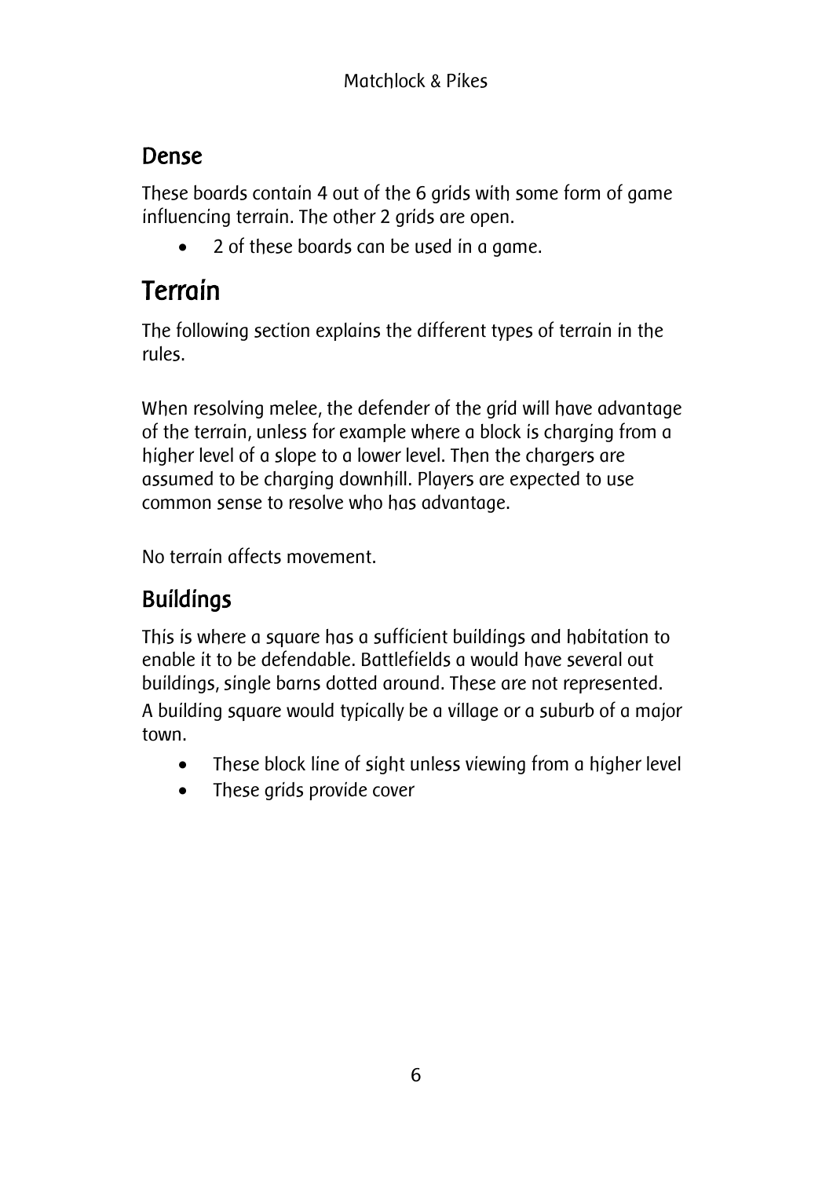### Dense

These boards contain 4 out of the 6 grids with some form of game influencing terrain. The other 2 grids are open.

- 2 of these boards can be used in a game.

## Terrain

The following section explains the different types of terrain in the rules.

When resolving melee, the defender of the grid will have advantage of the terrain, unless for example where a block is charging from a higher level of a slope to a lower level. Then the chargers are assumed to be charging downhill. Players are expected to use common sense to resolve who has advantage.

No terrain affects movement.

### Buildings

This is where a square has a sufficient buildings and habitation to enable it to be defendable. Battlefields a would have several out buildings, single barns dotted around. These are not represented.
A building square would typically be a village or a suburb of a major town.

- These block line of sight unless viewing from a higher level
- These grids provide cover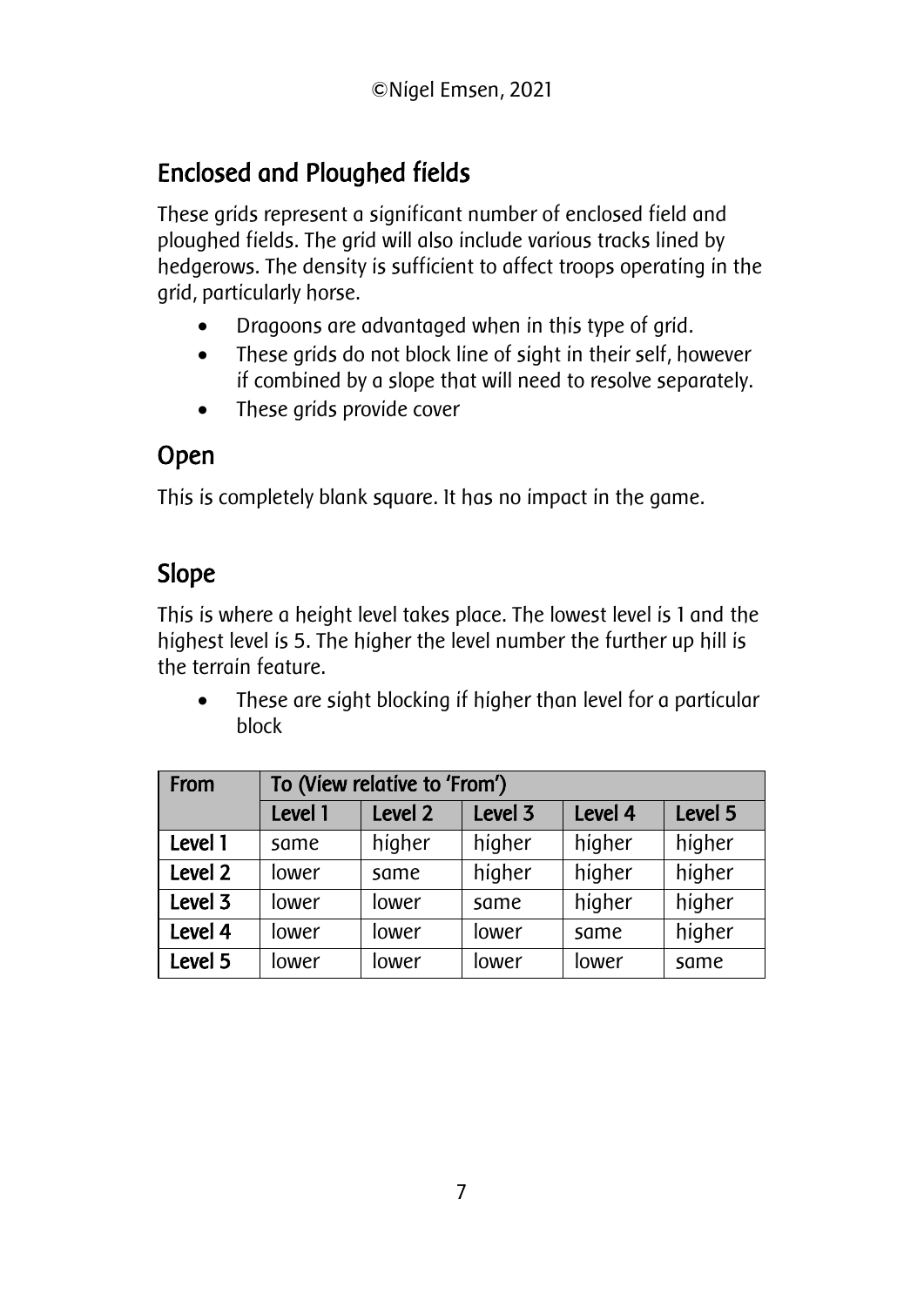## Enclosed and Ploughed fields

These grids represent a significant number of enclosed field and ploughed fields. The grid will also include various tracks lined by hedgerows. The density is sufficient to affect troops operating in the grid, particularly horse.

- Dragoons are advantaged when in this type of grid.
- These grids do not block line of sight in their self, however if combined by a slope that will need to resolve separately.
- These grids provide cover

## Open

This is completely blank square. It has no impact in the game.

## Slope

This is where a height level takes place. The lowest level is 1 and the highest level is 5. The higher the level number the further up hill is the terrain feature.

- These are sight blocking if higher than level for a particular block

| From | To (View relative to 'From') | | | | |
|---|---|---|---|---|---|
| | Level 1 | Level 2 | Level 3 | Level 4 | Level 5 |
| Level 1 | same | higher | higher | higher | higher |
| Level 2 | lower | same | higher | higher | higher |
| Level 3 | lower | lower | same | higher | higher |
| Level 4 | lower | lower | lower | same | higher |
| Level 5 | lower | lower | lower | lower | same |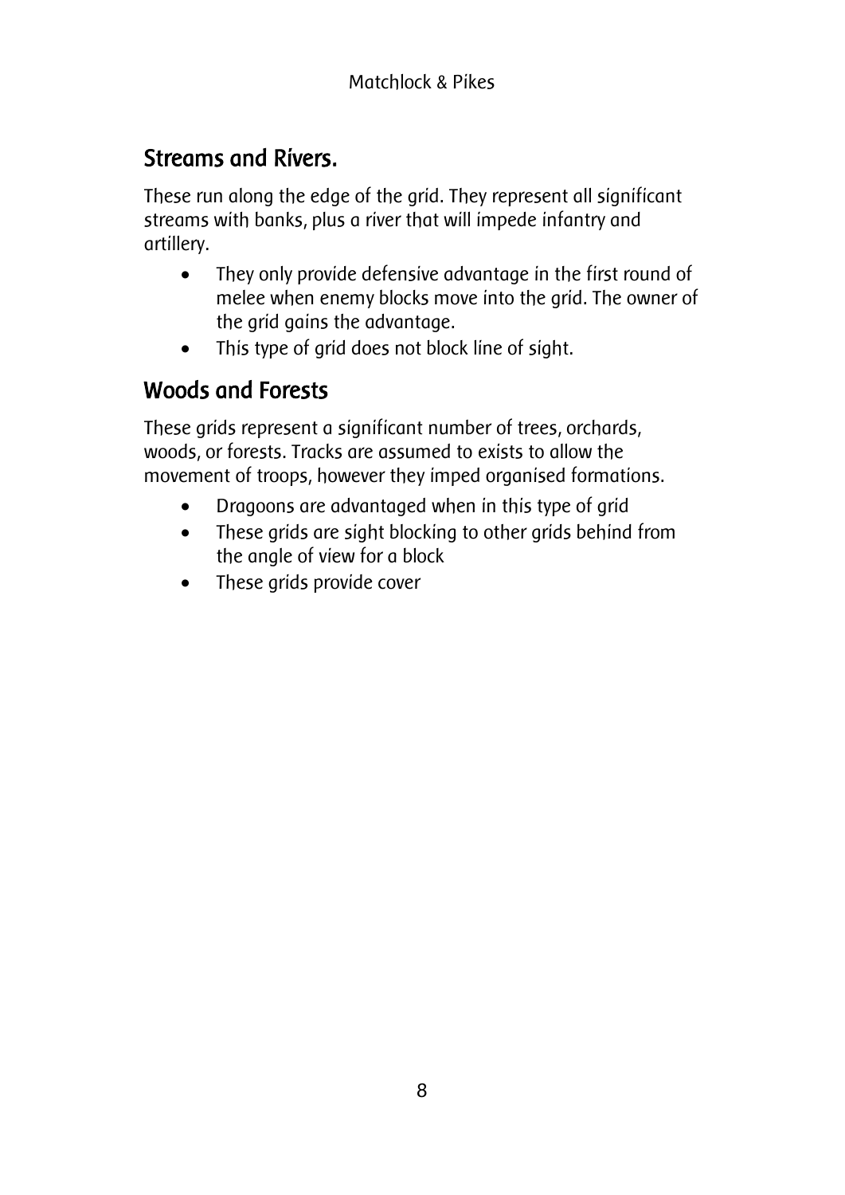## Streams and Rivers.

These run along the edge of the grid. They represent all significant streams with banks, plus a river that will impede infantry and artillery.

- They only provide defensive advantage in the first round of melee when enemy blocks move into the grid. The owner of the grid gains the advantage.
- This type of grid does not block line of sight.

## Woods and Forests

These grids represent a significant number of trees, orchards, woods, or forests. Tracks are assumed to exists to allow the movement of troops, however they imped organised formations.

- Dragoons are advantaged when in this type of grid
- These grids are sight blocking to other grids behind from the angle of view for a block
- These grids provide cover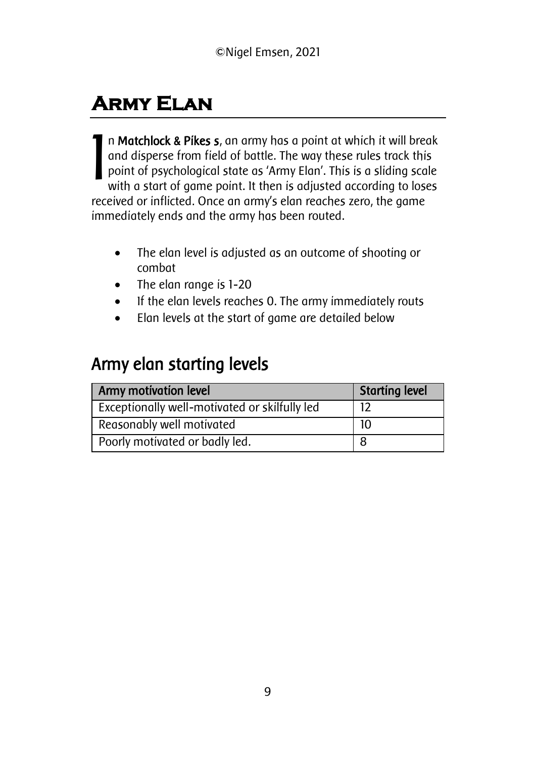# Army Elan

In **Matchlock & Pikes s**, an army has a point at which it will break and disperse from field of battle. The way these rules track this point of psychological state as 'Army Elan'. This is a sliding scale with a start of game point. It then is adjusted according to loses received or inflicted. Once an army's elan reaches zero, the game immediately ends and the army has been routed.

- The elan level is adjusted as an outcome of shooting or combat
- The elan range is 1-20
- If the elan levels reaches 0. The army immediately routs
- Elan levels at the start of game are detailed below

## Army elan starting levels

| Army motivation level | Starting level |
|---|---|
| Exceptionally well-motivated or skilfully led | 12 |
| Reasonably well motivated | 10 |
| Poorly motivated or badly led. | 8 |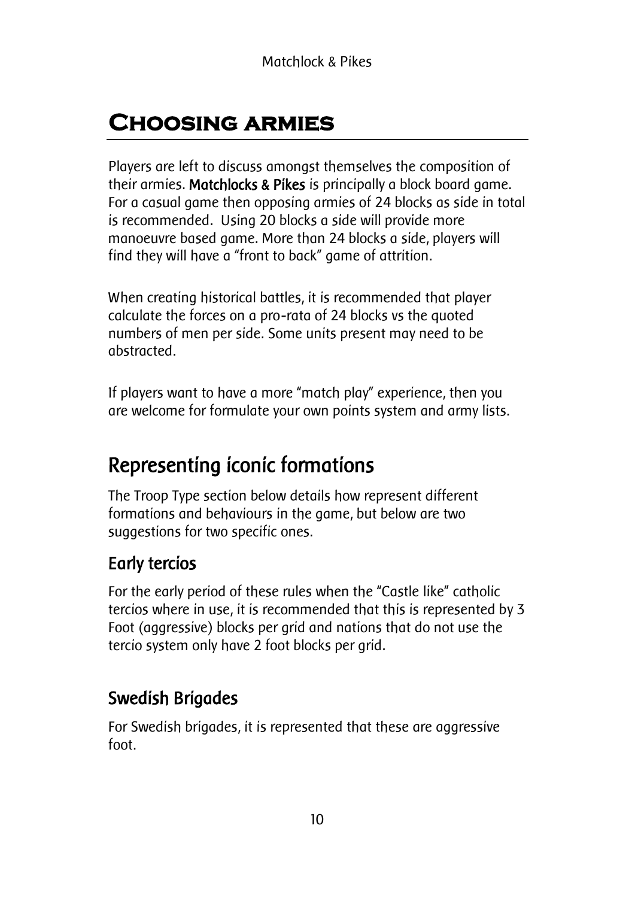# Choosing armies

Players are left to discuss amongst themselves the composition of their armies. **Matchlocks & Pikes** is principally a block board game. For a casual game then opposing armies of 24 blocks as side in total is recommended. Using 20 blocks a side will provide more manoeuvre based game. More than 24 blocks a side, players will find they will have a "front to back" game of attrition.

When creating historical battles, it is recommended that player calculate the forces on a pro-rata of 24 blocks vs the quoted numbers of men per side. Some units present may need to be abstracted.

If players want to have a more "match play" experience, then you are welcome for formulate your own points system and army lists.

## Representing iconic formations

The Troop Type section below details how represent different formations and behaviours in the game, but below are two suggestions for two specific ones.

### Early tercios

For the early period of these rules when the "Castle like" catholic tercios where in use, it is recommended that this is represented by 3 Foot (aggressive) blocks per grid and nations that do not use the tercio system only have 2 foot blocks per grid.

### Swedish Brigades

For Swedish brigades, it is represented that these are aggressive foot.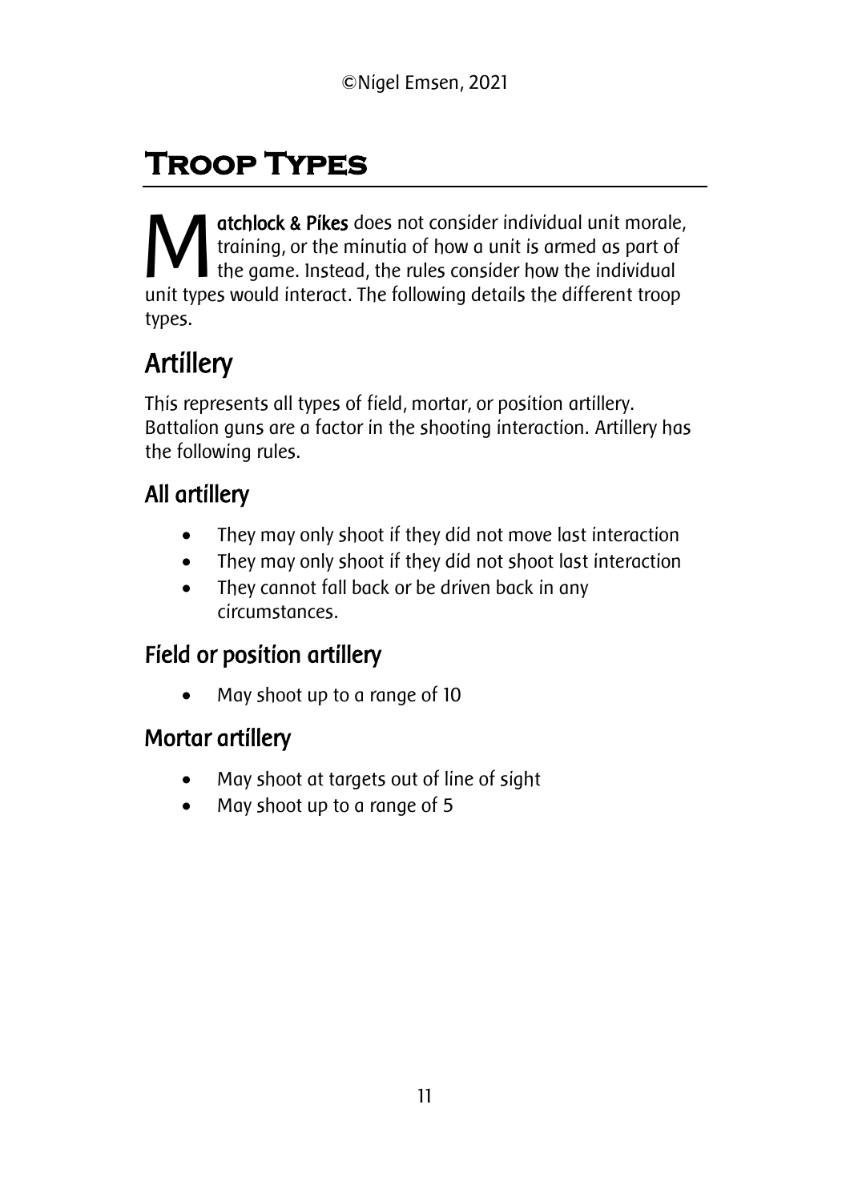# Troop Types

**Matchlock & Pikes** does not consider individual unit morale, training, or the minutia of how a unit is armed as part of the game. Instead, the rules consider how the individual unit types would interact. The following details the different troop types.

## Artillery

This represents all types of field, mortar, or position artillery. Battalion guns are a factor in the shooting interaction. Artillery has the following rules.

### All artillery

- They may only shoot if they did not move last interaction
- They may only shoot if they did not shoot last interaction
- They cannot fall back or be driven back in any circumstances.

### Field or position artillery

- May shoot up to a range of 10

### Mortar artillery

- May shoot at targets out of line of sight
- May shoot up to a range of 5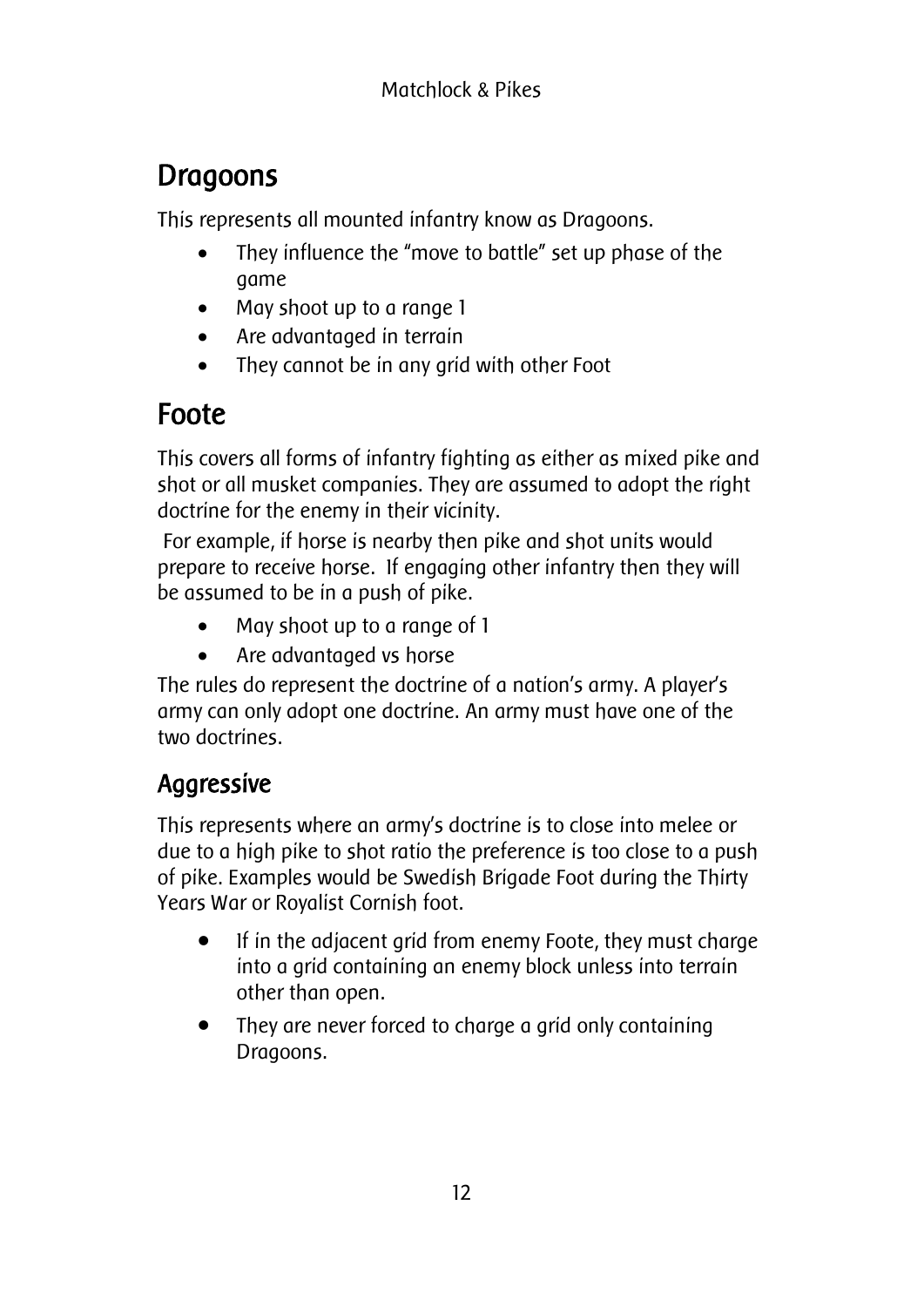# Dragoons

This represents all mounted infantry know as Dragoons.

- They influence the "move to battle" set up phase of the game
- May shoot up to a range 1
- Are advantaged in terrain
- They cannot be in any grid with other Foot

# Foote

This covers all forms of infantry fighting as either as mixed pike and shot or all musket companies. They are assumed to adopt the right doctrine for the enemy in their vicinity.

For example, if horse is nearby then pike and shot units would prepare to receive horse. If engaging other infantry then they will be assumed to be in a push of pike.

- May shoot up to a range of 1
- Are advantaged vs horse

The rules do represent the doctrine of a nation's army. A player's army can only adopt one doctrine. An army must have one of the two doctrines.

## Aggressive

This represents where an army's doctrine is to close into melee or due to a high pike to shot ratio the preference is too close to a push of pike. Examples would be Swedish Brigade Foot during the Thirty Years War or Royalist Cornish foot.

- If in the adjacent grid from enemy Foote, they must charge into a grid containing an enemy block unless into terrain other than open.
- They are never forced to charge a grid only containing Dragoons.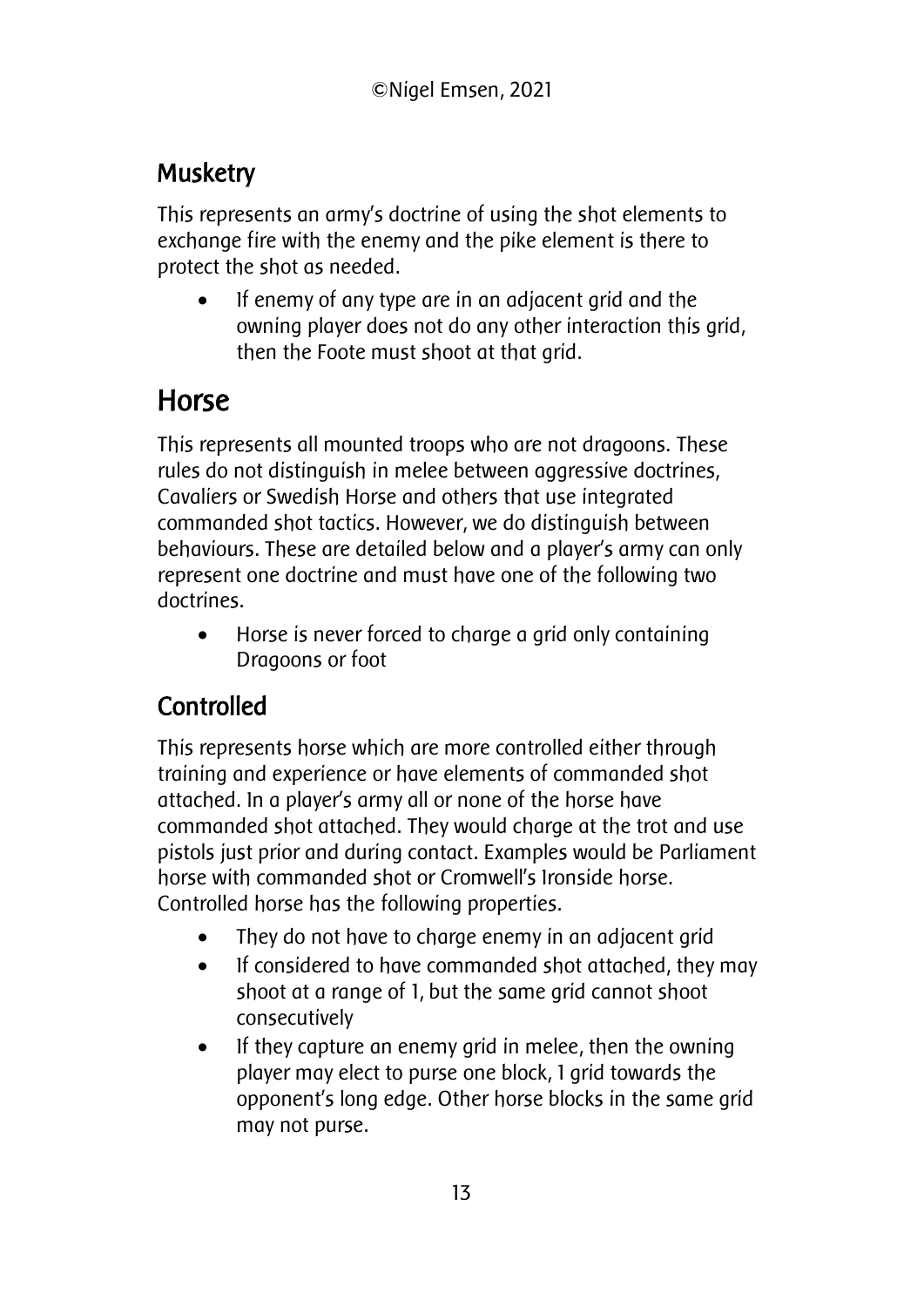## Musketry

This represents an army's doctrine of using the shot elements to exchange fire with the enemy and the pike element is there to protect the shot as needed.

- If enemy of any type are in an adjacent grid and the owning player does not do any other interaction this grid, then the Foote must shoot at that grid.

# Horse

This represents all mounted troops who are not dragoons. These rules do not distinguish in melee between aggressive doctrines, Cavaliers or Swedish Horse and others that use integrated commanded shot tactics. However, we do distinguish between behaviours. These are detailed below and a player's army can only represent one doctrine and must have one of the following two doctrines.

- Horse is never forced to charge a grid only containing Dragoons or foot

## Controlled

This represents horse which are more controlled either through training and experience or have elements of commanded shot attached. In a player's army all or none of the horse have commanded shot attached. They would charge at the trot and use pistols just prior and during contact. Examples would be Parliament horse with commanded shot or Cromwell's Ironside horse. Controlled horse has the following properties.

- They do not have to charge enemy in an adjacent grid
- If considered to have commanded shot attached, they may shoot at a range of 1, but the same grid cannot shoot consecutively
- If they capture an enemy grid in melee, then the owning player may elect to purse one block, 1 grid towards the opponent's long edge. Other horse blocks in the same grid may not purse.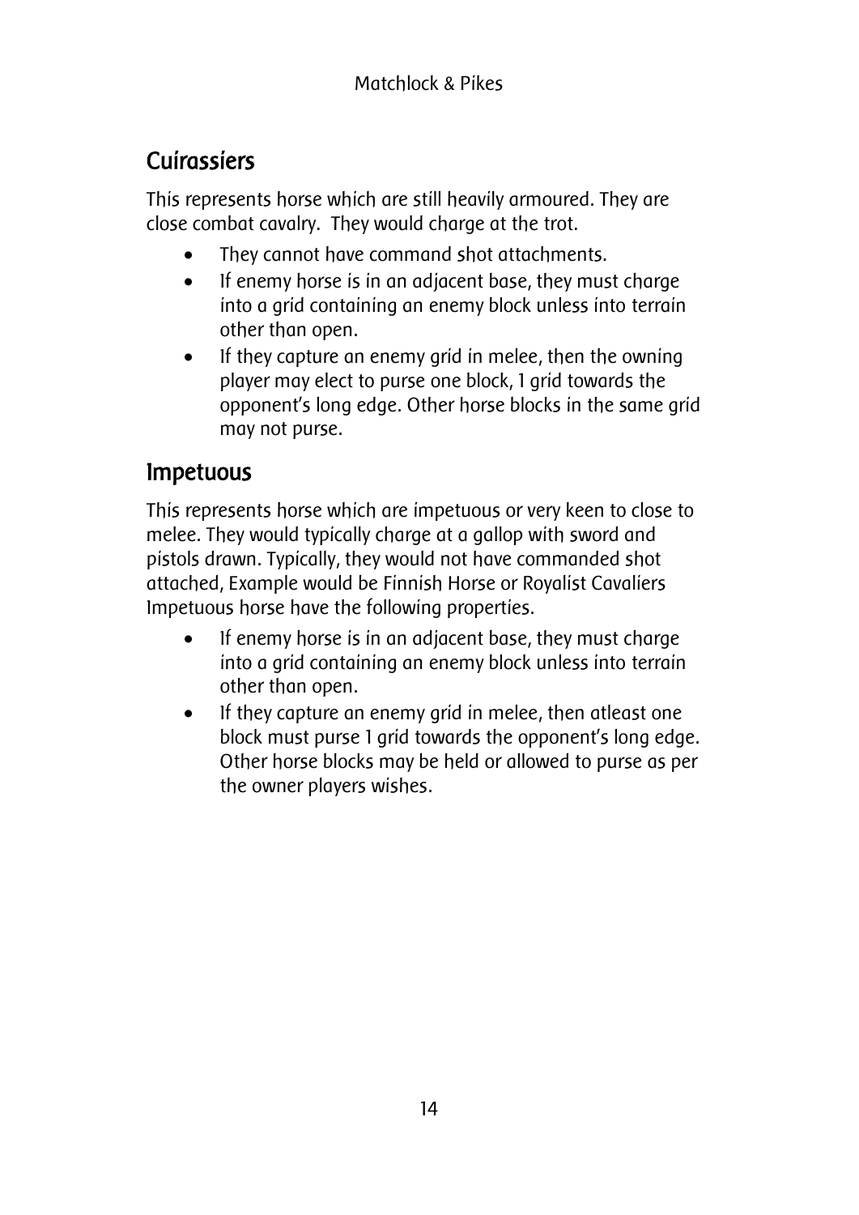## Cuirassiers

This represents horse which are still heavily armoured. They are close combat cavalry. They would charge at the trot.

- They cannot have command shot attachments.
- If enemy horse is in an adjacent base, they must charge into a grid containing an enemy block unless into terrain other than open.
- If they capture an enemy grid in melee, then the owning player may elect to purse one block, 1 grid towards the opponent's long edge. Other horse blocks in the same grid may not purse.

## Impetuous

This represents horse which are impetuous or very keen to close to melee. They would typically charge at a gallop with sword and pistols drawn. Typically, they would not have commanded shot attached, Example would be Finnish Horse or Royalist Cavaliers Impetuous horse have the following properties.

- If enemy horse is in an adjacent base, they must charge into a grid containing an enemy block unless into terrain other than open.
- If they capture an enemy grid in melee, then atleast one block must purse 1 grid towards the opponent's long edge. Other horse blocks may be held or allowed to purse as per the owner players wishes.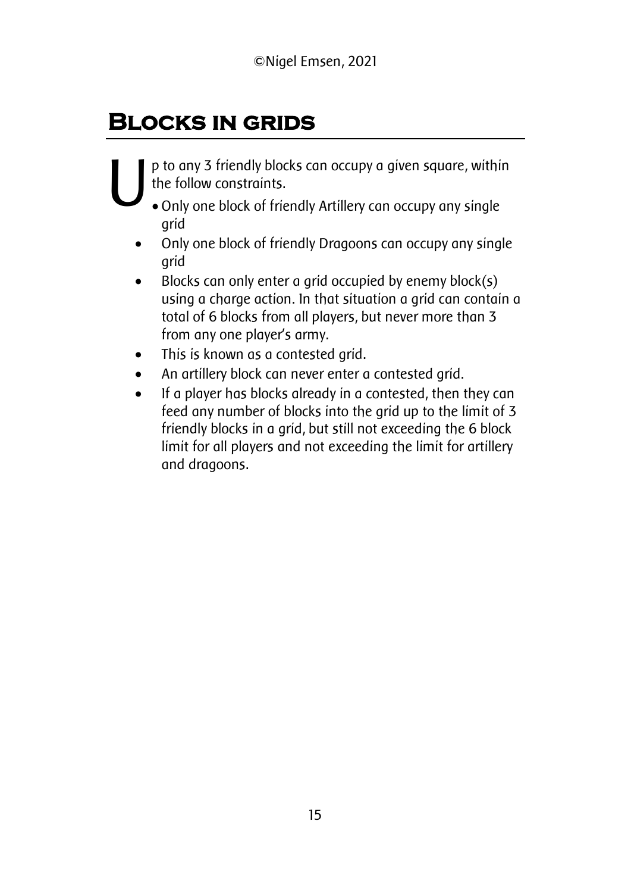©Nigel Emsen, 2021

# Blocks in grids

Up to any 3 friendly blocks can occupy a given square, within the follow constraints.

- Only one block of friendly Artillery can occupy any single grid
- Only one block of friendly Dragoons can occupy any single grid
- Blocks can only enter a grid occupied by enemy block(s) using a charge action. In that situation a grid can contain a total of 6 blocks from all players, but never more than 3 from any one player's army.
- This is known as a contested grid.
- An artillery block can never enter a contested grid.
- If a player has blocks already in a contested, then they can feed any number of blocks into the grid up to the limit of 3 friendly blocks in a grid, but still not exceeding the 6 block limit for all players and not exceeding the limit for artillery and dragoons.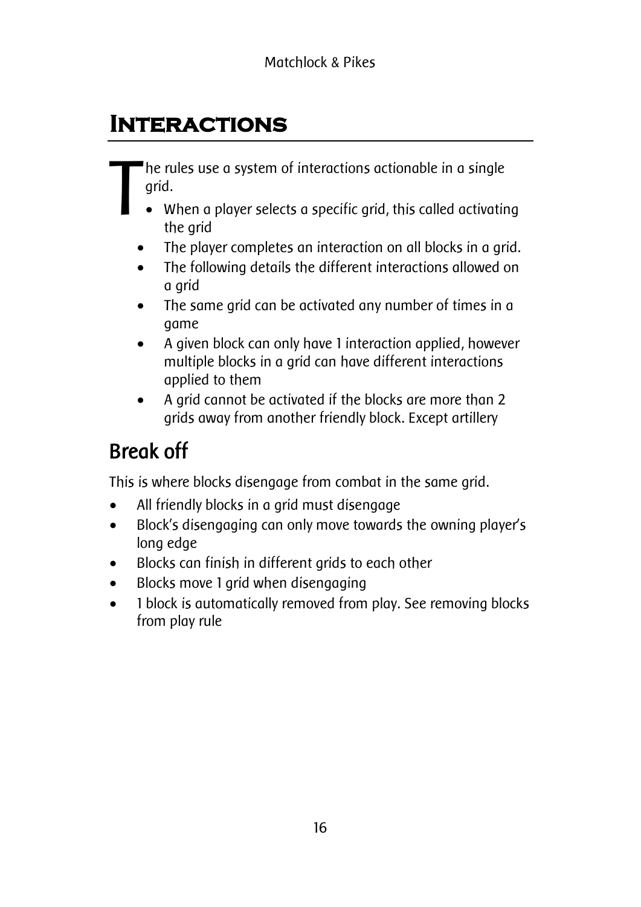# Interactions

The rules use a system of interactions actionable in a single grid.

- When a player selects a specific grid, this called activating the grid
- The player completes an interaction on all blocks in a grid.
- The following details the different interactions allowed on a grid
- The same grid can be activated any number of times in a game
- A given block can only have 1 interaction applied, however multiple blocks in a grid can have different interactions applied to them
- A grid cannot be activated if the blocks are more than 2 grids away from another friendly block. Except artillery

## Break off

This is where blocks disengage from combat in the same grid.

- All friendly blocks in a grid must disengage
- Block's disengaging can only move towards the owning player's long edge
- Blocks can finish in different grids to each other
- Blocks move 1 grid when disengaging
- 1 block is automatically removed from play. See removing blocks from play rule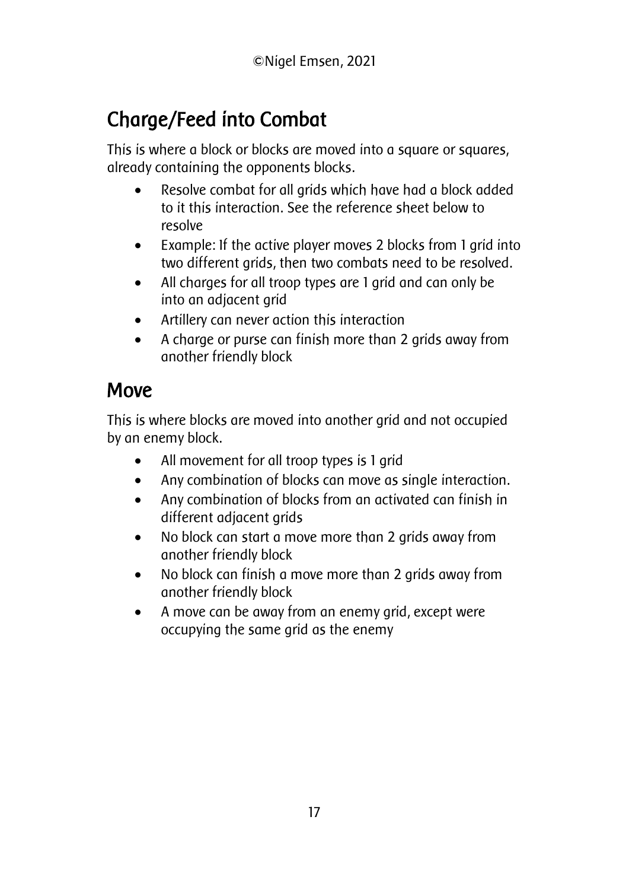©Nigel Emsen, 2021

## Charge/Feed into Combat

This is where a block or blocks are moved into a square or squares, already containing the opponents blocks.

- Resolve combat for all grids which have had a block added to it this interaction. See the reference sheet below to resolve
- Example: If the active player moves 2 blocks from 1 grid into two different grids, then two combats need to be resolved.
- All charges for all troop types are 1 grid and can only be into an adjacent grid
- Artillery can never action this interaction
- A charge or purse can finish more than 2 grids away from another friendly block

## Move

This is where blocks are moved into another grid and not occupied by an enemy block.

- All movement for all troop types is 1 grid
- Any combination of blocks can move as single interaction.
- Any combination of blocks from an activated can finish in different adjacent grids
- No block can start a move more than 2 grids away from another friendly block
- No block can finish a move more than 2 grids away from another friendly block
- A move can be away from an enemy grid, except were occupying the same grid as the enemy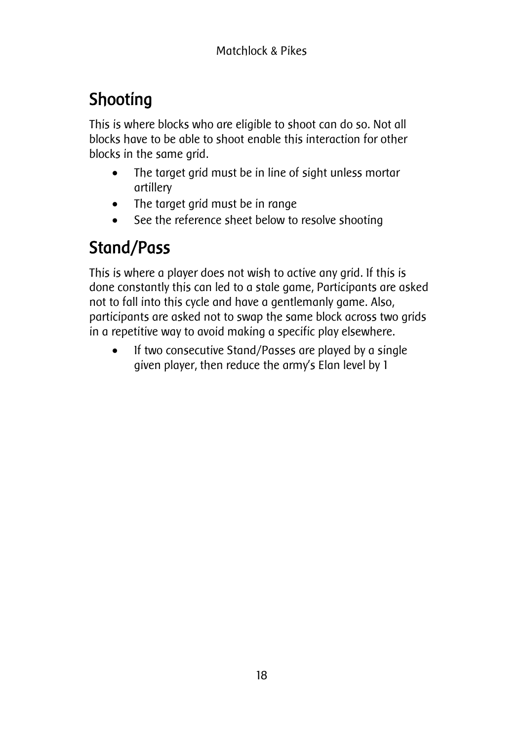## Shooting

This is where blocks who are eligible to shoot can do so. Not all blocks have to be able to shoot enable this interaction for other blocks in the same grid.

- The target grid must be in line of sight unless mortar artillery
- The target grid must be in range
- See the reference sheet below to resolve shooting

## Stand/Pass

This is where a player does not wish to active any grid. If this is done constantly this can led to a stale game, Participants are asked not to fall into this cycle and have a gentlemanly game. Also, participants are asked not to swap the same block across two grids in a repetitive way to avoid making a specific play elsewhere.

- If two consecutive Stand/Passes are played by a single given player, then reduce the army's Elan level by 1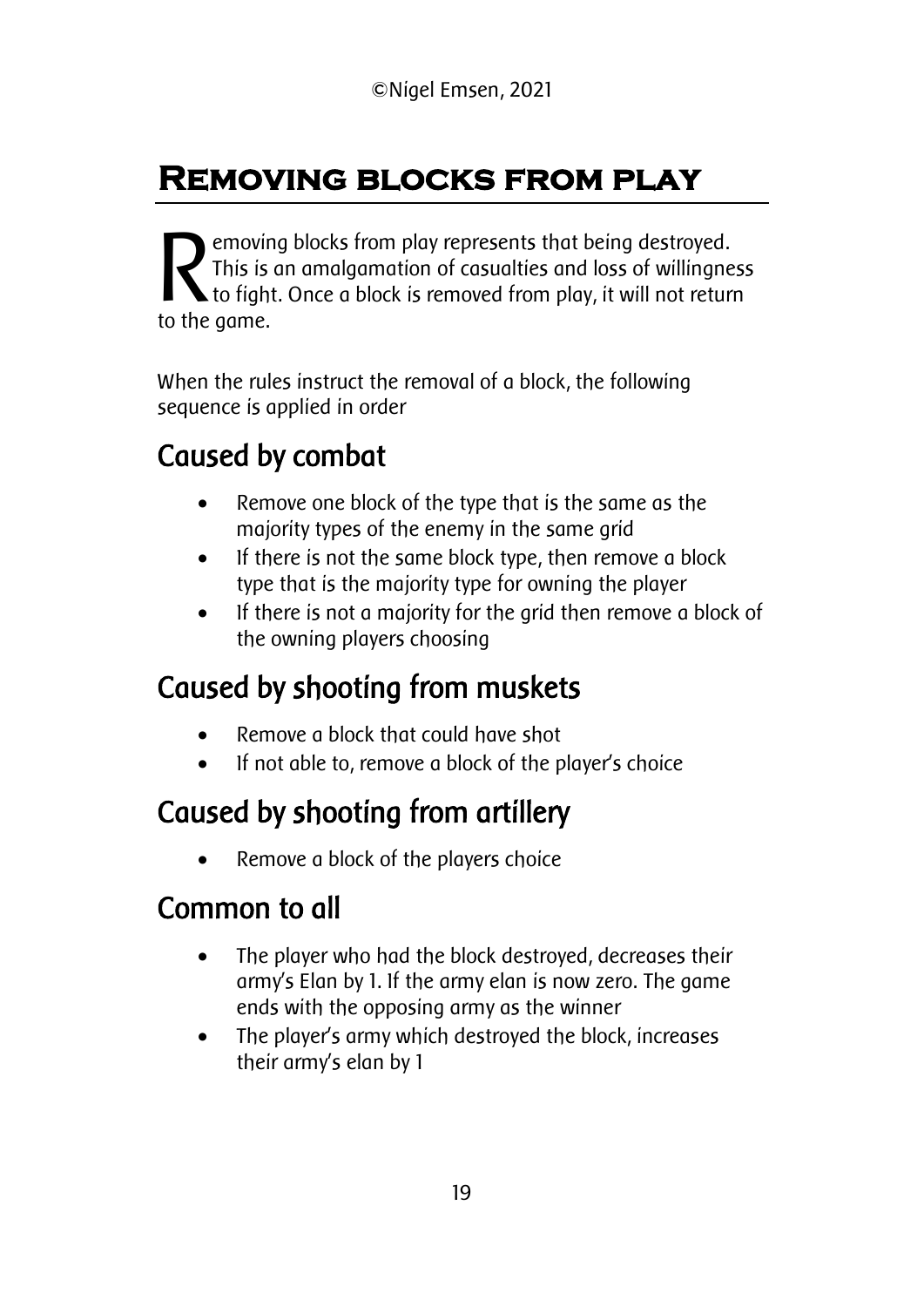# Removing blocks from play

Removing blocks from play represents that being destroyed. This is an amalgamation of casualties and loss of willingness to fight. Once a block is removed from play, it will not return to the game.

When the rules instruct the removal of a block, the following sequence is applied in order

## Caused by combat

- Remove one block of the type that is the same as the majority types of the enemy in the same grid
- If there is not the same block type, then remove a block type that is the majority type for owning the player
- If there is not a majority for the grid then remove a block of the owning players choosing

## Caused by shooting from muskets

- Remove a block that could have shot
- If not able to, remove a block of the player's choice

## Caused by shooting from artillery

- Remove a block of the players choice

## Common to all

- The player who had the block destroyed, decreases their army's Elan by 1. If the army elan is now zero. The game ends with the opposing army as the winner
- The player's army which destroyed the block, increases their army's elan by 1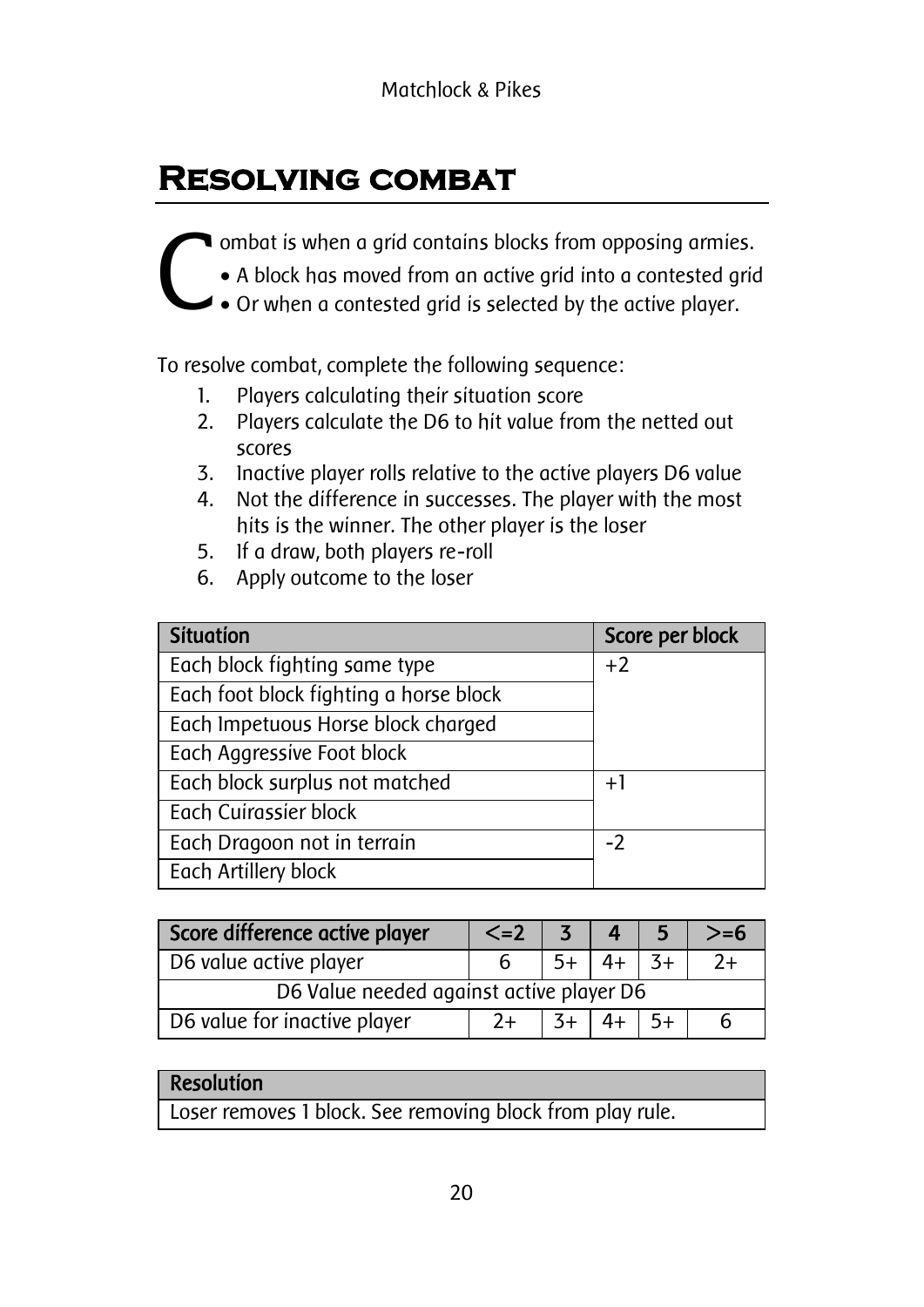# Resolving combat

Combat is when a grid contains blocks from opposing armies.

- A block has moved from an active grid into a contested grid
- Or when a contested grid is selected by the active player.

To resolve combat, complete the following sequence:

1. Players calculating their situation score
2. Players calculate the D6 to hit value from the netted out scores
3. Inactive player rolls relative to the active players D6 value
4. Not the difference in successes. The player with the most hits is the winner. The other player is the loser
5. If a draw, both players re-roll
6. Apply outcome to the loser

| Situation | Score per block |
|---|---|
| Each block fighting same type | +2 |
| Each foot block fighting a horse block | |
| Each Impetuous Horse block charged | |
| Each Aggressive Foot block | |
| Each block surplus not matched | +1 |
| Each Cuirassier block | |
| Each Dragoon not in terrain | -2 |
| Each Artillery block | |

| Score difference active player | <=2 | 3 | 4 | 5 | >=6 |
|---|---|---|---|---|---|
| D6 value active player | 6 | 5+ | 4+ | 3+ | 2+ |
| D6 Value needed against active player D6 | | | | | |
| D6 value for inactive player | 2+ | 3+ | 4+ | 5+ | 6 |

| Resolution |
|---|
| Loser removes 1 block. See removing block from play rule. |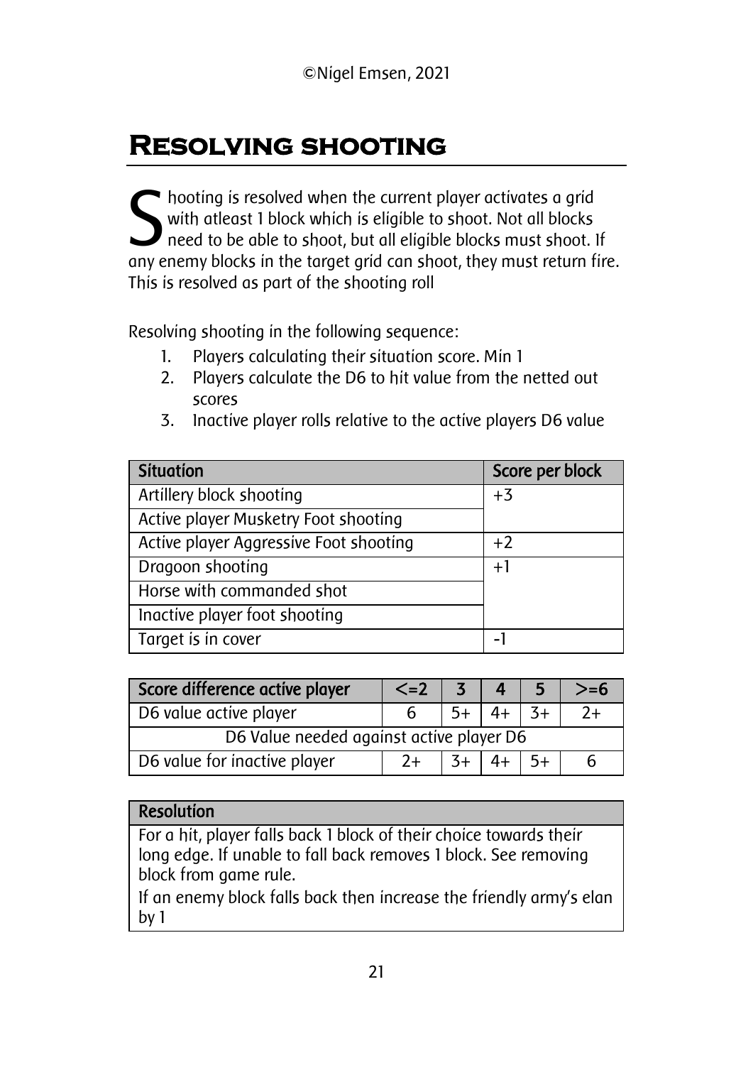# Resolving shooting

Shooting is resolved when the current player activates a grid with atleast 1 block which is eligible to shoot. Not all blocks need to be able to shoot, but all eligible blocks must shoot. If any enemy blocks in the target grid can shoot, they must return fire. This is resolved as part of the shooting roll

Resolving shooting in the following sequence:

1. Players calculating their situation score. Min 1
2. Players calculate the D6 to hit value from the netted out scores
3. Inactive player rolls relative to the active players D6 value

| Situation | Score per block |
|---|---|
| Artillery block shooting | +3 |
| Active player Musketry Foot shooting | |
| Active player Aggressive Foot shooting | +2 |
| Dragoon shooting | +1 |
| Horse with commanded shot | |
| Inactive player foot shooting | |
| Target is in cover | -1 |

| Score difference active player | <=2 | 3 | 4 | 5 | >=6 |
|---|---|---|---|---|---|
| D6 value active player | 6 | 5+ | 4+ | 3+ | 2+ |
| D6 Value needed against active player D6 | | | | | |
| D6 value for inactive player | 2+ | 3+ | 4+ | 5+ | 6 |

| Resolution |
|---|
| For a hit, player falls back 1 block of their choice towards their long edge. If unable to fall back removes 1 block. See removing block from game rule.<br>If an enemy block falls back then increase the friendly army's elan by 1 |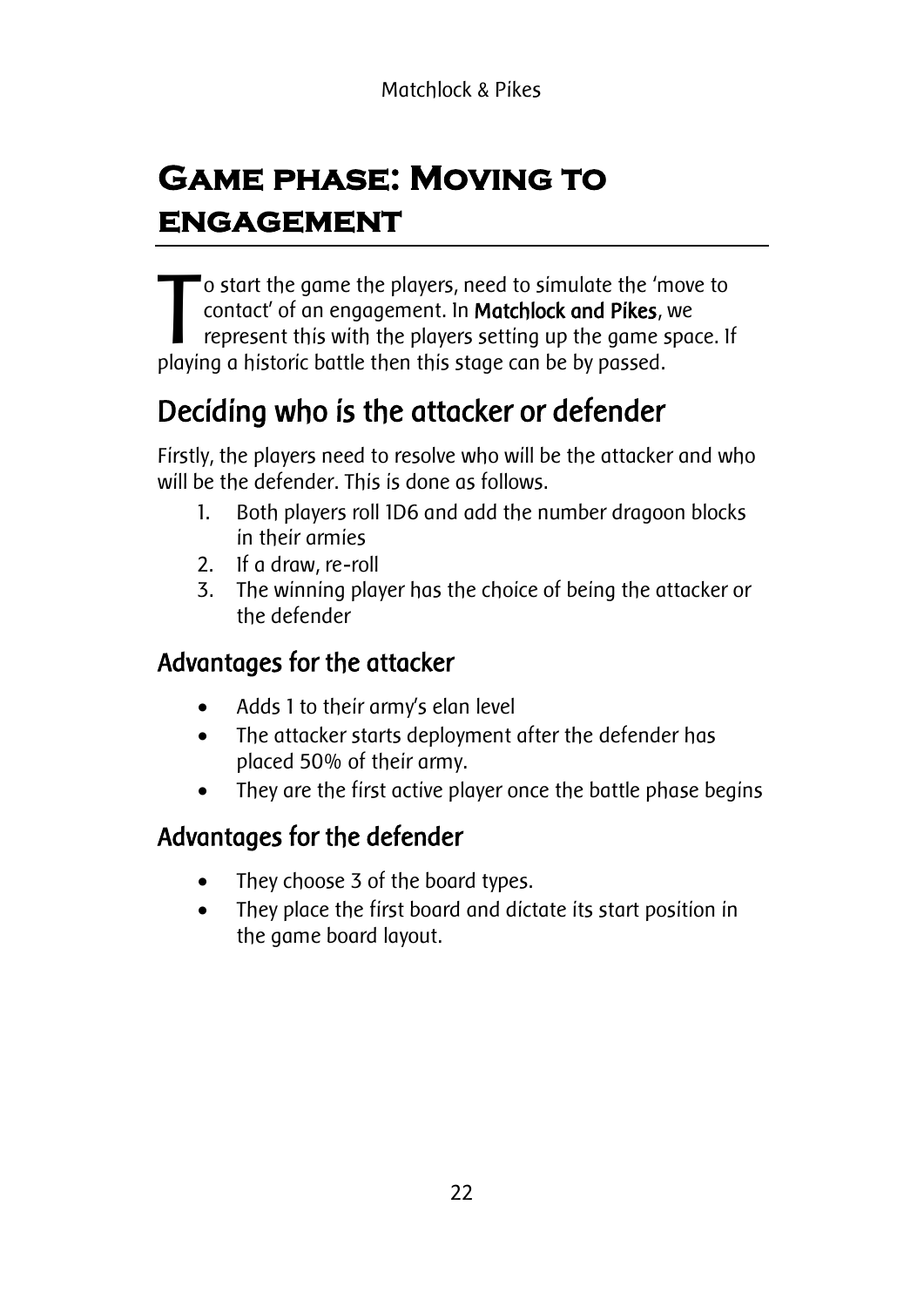# Game phase: Moving to engagement

To start the game the players, need to simulate the 'move to contact' of an engagement. In **Matchlock and Pikes**, we represent this with the players setting up the game space. If playing a historic battle then this stage can be by passed.

## Deciding who is the attacker or defender

Firstly, the players need to resolve who will be the attacker and who will be the defender. This is done as follows.

1. Both players roll 1D6 and add the number dragoon blocks in their armies
2. If a draw, re-roll
3. The winning player has the choice of being the attacker or the defender

### Advantages for the attacker

- Adds 1 to their army's elan level
- The attacker starts deployment after the defender has placed 50% of their army.
- They are the first active player once the battle phase begins

### Advantages for the defender

- They choose 3 of the board types.
- They place the first board and dictate its start position in the game board layout.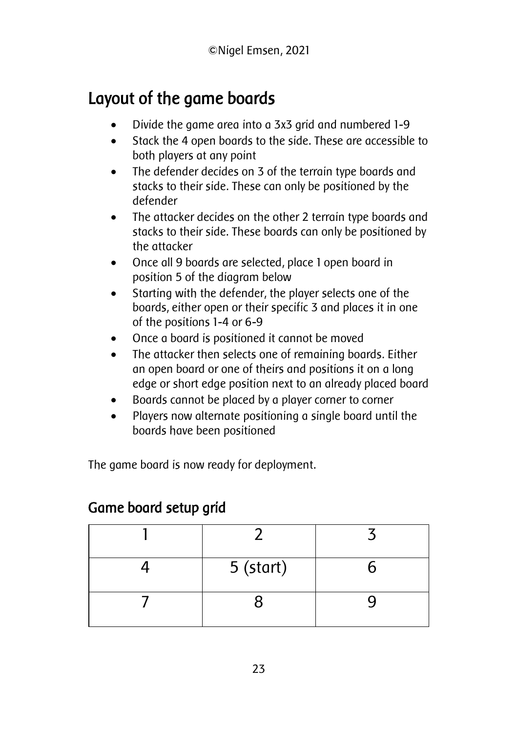## Layout of the game boards

- Divide the game area into a 3x3 grid and numbered 1-9
- Stack the 4 open boards to the side. These are accessible to both players at any point
- The defender decides on 3 of the terrain type boards and stacks to their side. These can only be positioned by the defender
- The attacker decides on the other 2 terrain type boards and stacks to their side. These boards can only be positioned by the attacker
- Once all 9 boards are selected, place 1 open board in position 5 of the diagram below
- Starting with the defender, the player selects one of the boards, either open or their specific 3 and places it in one of the positions 1-4 or 6-9
- Once a board is positioned it cannot be moved
- The attacker then selects one of remaining boards. Either an open board or one of theirs and positions it on a long edge or short edge position next to an already placed board
- Boards cannot be placed by a player corner to corner
- Players now alternate positioning a single board until the boards have been positioned

The game board is now ready for deployment.

### Game board setup grid

| 1 | 2 | 3 |
|---|---|---|
| 4 | 5 (start) | 6 |
| 7 | 8 | 9 |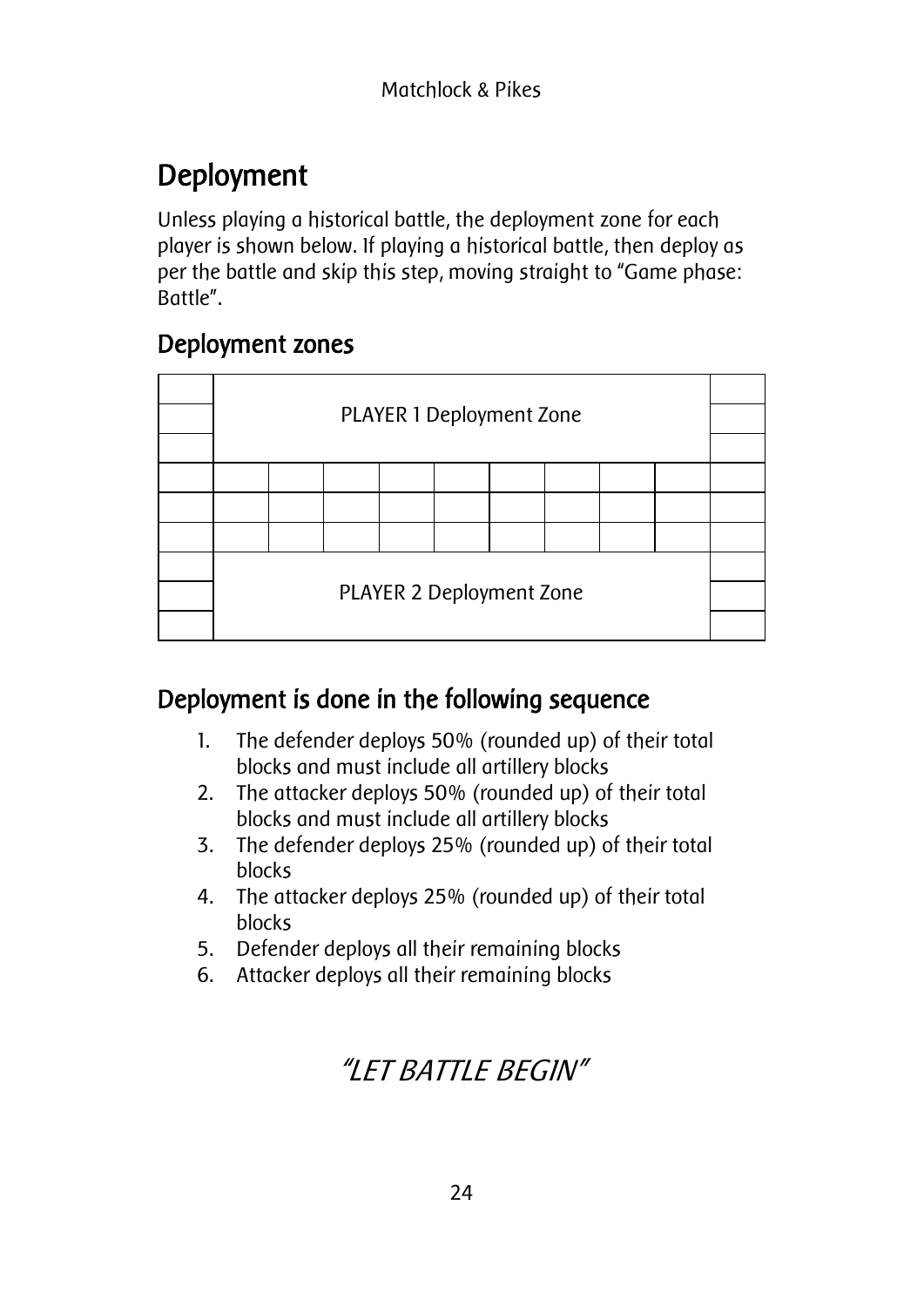# Deployment

Unless playing a historical battle, the deployment zone for each player is shown below. If playing a historical battle, then deploy as per the battle and skip this step, moving straight to "Game phase: Battle".

## Deployment zones

| | | | | | | | | | |
|---|---|---|---|---|---|---|---|---|---|
| | | | | | | | | | |
| | PLAYER 1 Deployment Zone | | | | | | | | |
| | | | | | | | | | |
| | | | | | | | | | |
| | | | | | | | | | |
| | | | | | | | | | |
| | | | | | | | | | |
| | PLAYER 2 Deployment Zone | | | | | | | | |
| | | | | | | | | | |

## Deployment is done in the following sequence

1. The defender deploys 50% (rounded up) of their total blocks and must include all artillery blocks
2. The attacker deploys 50% (rounded up) of their total blocks and must include all artillery blocks
3. The defender deploys 25% (rounded up) of their total blocks
4. The attacker deploys 25% (rounded up) of their total blocks
5. Defender deploys all their remaining blocks
6. Attacker deploys all their remaining blocks

## *"LET BATTLE BEGIN"*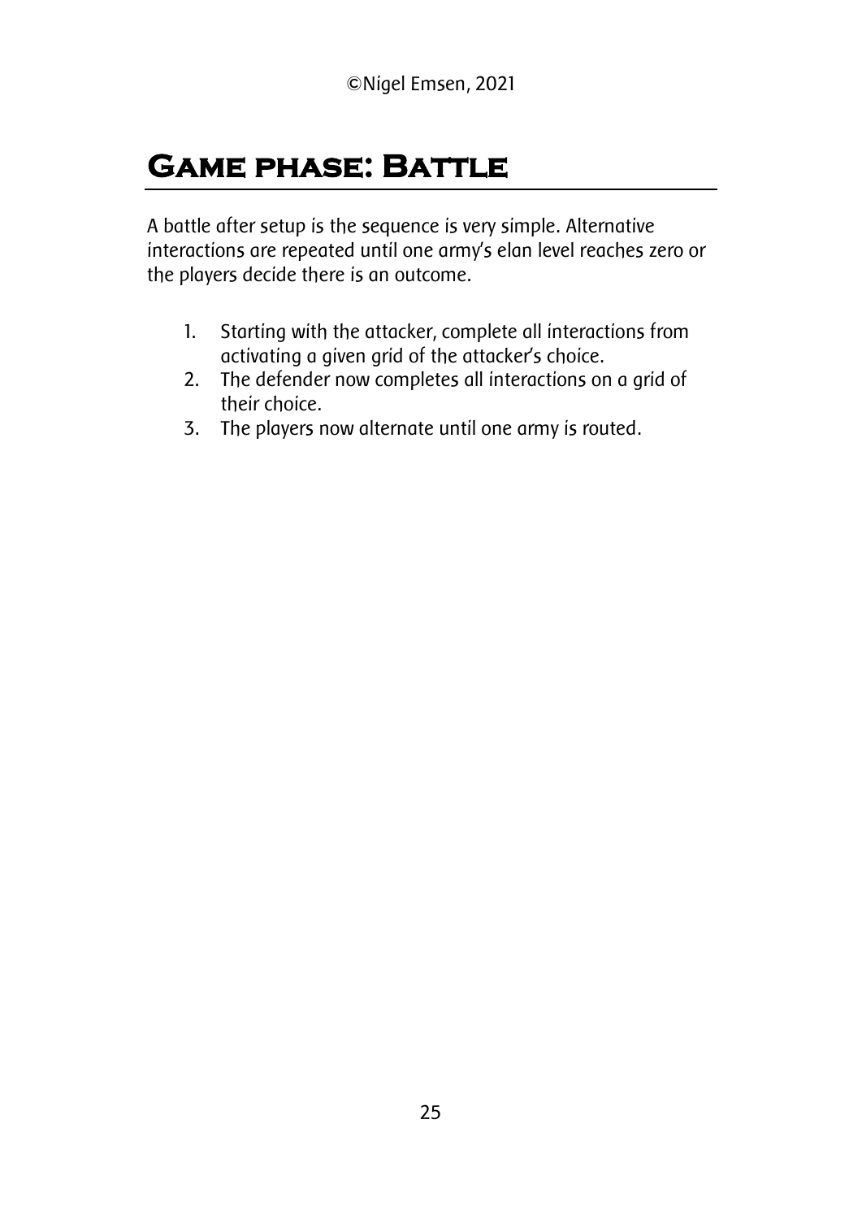# Game phase: Battle

A battle after setup is the sequence is very simple. Alternative interactions are repeated until one army's elan level reaches zero or the players decide there is an outcome.

1. Starting with the attacker, complete all interactions from activating a given grid of the attacker's choice.
2. The defender now completes all interactions on a grid of their choice.
3. The players now alternate until one army is routed.